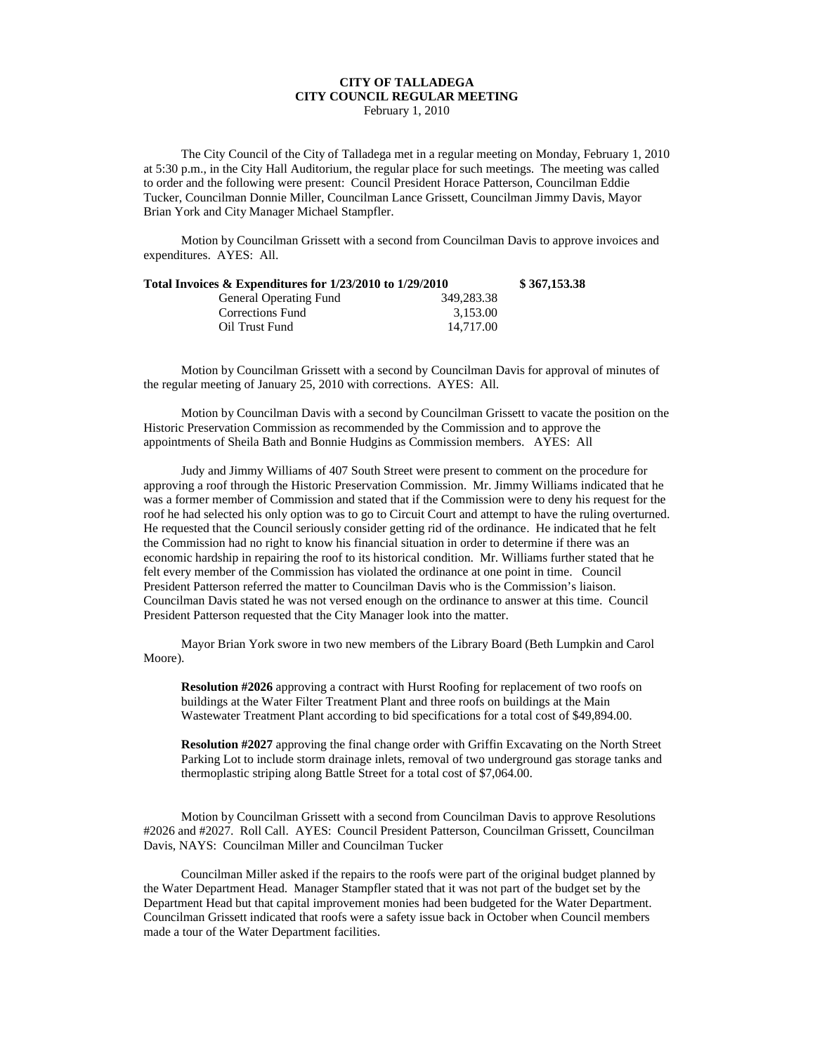# CITY OF TALLADEGA
## CITY COUNCIL REGULAR MEETING
February 1, 2010

The City Council of the City of Talladega met in a regular meeting on Monday, February 1, 2010 at 5:30 p.m., in the City Hall Auditorium, the regular place for such meetings. The meeting was called to order and the following were present: Council President Horace Patterson, Councilman Eddie Tucker, Councilman Donnie Miller, Councilman Lance Grissett, Councilman Jimmy Davis, Mayor Brian York and City Manager Michael Stampfler.

Motion by Councilman Grissett with a second from Councilman Davis to approve invoices and expenditures. AYES: All.

| **Total Invoices & Expenditures for 1/23/2010 to 1/29/2010** | | **$ 367,153.38** |
|---|---|---|
| General Operating Fund | 349,283.38 | |
| Corrections Fund | 3,153.00 | |
| Oil Trust Fund | 14,717.00 | |

Motion by Councilman Grissett with a second by Councilman Davis for approval of minutes of the regular meeting of January 25, 2010 with corrections. AYES: All.

Motion by Councilman Davis with a second by Councilman Grissett to vacate the position on the Historic Preservation Commission as recommended by the Commission and to approve the appointments of Sheila Bath and Bonnie Hudgins as Commission members. AYES: All

Judy and Jimmy Williams of 407 South Street were present to comment on the procedure for approving a roof through the Historic Preservation Commission. Mr. Jimmy Williams indicated that he was a former member of Commission and stated that if the Commission were to deny his request for the roof he had selected his only option was to go to Circuit Court and attempt to have the ruling overturned. He requested that the Council seriously consider getting rid of the ordinance. He indicated that he felt the Commission had no right to know his financial situation in order to determine if there was an economic hardship in repairing the roof to its historical condition. Mr. Williams further stated that he felt every member of the Commission has violated the ordinance at one point in time. Council President Patterson referred the matter to Councilman Davis who is the Commission's liaison. Councilman Davis stated he was not versed enough on the ordinance to answer at this time. Council President Patterson requested that the City Manager look into the matter.

Mayor Brian York swore in two new members of the Library Board (Beth Lumpkin and Carol Moore).

> **Resolution #2026** approving a contract with Hurst Roofing for replacement of two roofs on buildings at the Water Filter Treatment Plant and three roofs on buildings at the Main Wastewater Treatment Plant according to bid specifications for a total cost of $49,894.00.
>
> **Resolution #2027** approving the final change order with Griffin Excavating on the North Street Parking Lot to include storm drainage inlets, removal of two underground gas storage tanks and thermoplastic striping along Battle Street for a total cost of $7,064.00.

Motion by Councilman Grissett with a second from Councilman Davis to approve Resolutions #2026 and #2027. Roll Call. AYES: Council President Patterson, Councilman Grissett, Councilman Davis, NAYS: Councilman Miller and Councilman Tucker

Councilman Miller asked if the repairs to the roofs were part of the original budget planned by the Water Department Head. Manager Stampfler stated that it was not part of the budget set by the Department Head but that capital improvement monies had been budgeted for the Water Department. Councilman Grissett indicated that roofs were a safety issue back in October when Council members made a tour of the Water Department facilities.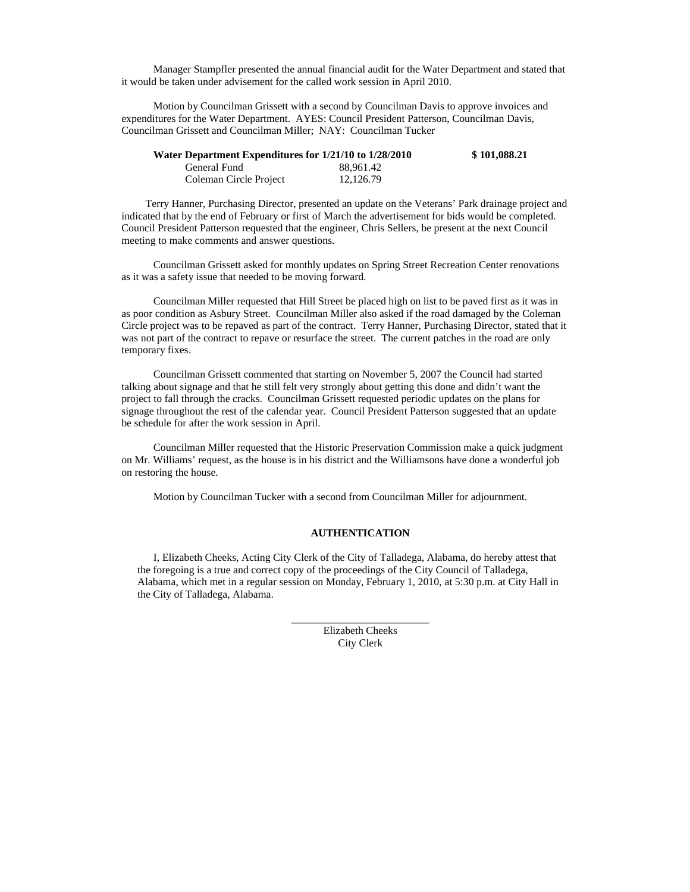Manager Stampfler presented the annual financial audit for the Water Department and stated that it would be taken under advisement for the called work session in April 2010.

Motion by Councilman Grissett with a second by Councilman Davis to approve invoices and expenditures for the Water Department. AYES: Council President Patterson, Councilman Davis, Councilman Grissett and Councilman Miller; NAY: Councilman Tucker

| | | |
|---|---|---|
| **Water Department Expenditures for 1/21/10 to 1/28/2010** | | **$ 101,088.21** |
| General Fund | 88,961.42 | |
| Coleman Circle Project | 12,126.79 | |

Terry Hanner, Purchasing Director, presented an update on the Veterans' Park drainage project and indicated that by the end of February or first of March the advertisement for bids would be completed. Council President Patterson requested that the engineer, Chris Sellers, be present at the next Council meeting to make comments and answer questions.

Councilman Grissett asked for monthly updates on Spring Street Recreation Center renovations as it was a safety issue that needed to be moving forward.

Councilman Miller requested that Hill Street be placed high on list to be paved first as it was in as poor condition as Asbury Street. Councilman Miller also asked if the road damaged by the Coleman Circle project was to be repaved as part of the contract. Terry Hanner, Purchasing Director, stated that it was not part of the contract to repave or resurface the street. The current patches in the road are only temporary fixes.

Councilman Grissett commented that starting on November 5, 2007 the Council had started talking about signage and that he still felt very strongly about getting this done and didn't want the project to fall through the cracks. Councilman Grissett requested periodic updates on the plans for signage throughout the rest of the calendar year. Council President Patterson suggested that an update be schedule for after the work session in April.

Councilman Miller requested that the Historic Preservation Commission make a quick judgment on Mr. Williams' request, as the house is in his district and the Williamsons have done a wonderful job on restoring the house.

Motion by Councilman Tucker with a second from Councilman Miller for adjournment.

**AUTHENTICATION**

I, Elizabeth Cheeks, Acting City Clerk of the City of Talladega, Alabama, do hereby attest that the foregoing is a true and correct copy of the proceedings of the City Council of Talladega, Alabama, which met in a regular session on Monday, February 1, 2010, at 5:30 p.m. at City Hall in the City of Talladega, Alabama.

\_\_\_\_\_\_\_\_\_\_\_\_\_\_\_\_\_\_\_\_\_\_\_\_\_\_

Elizabeth Cheeks
City Clerk